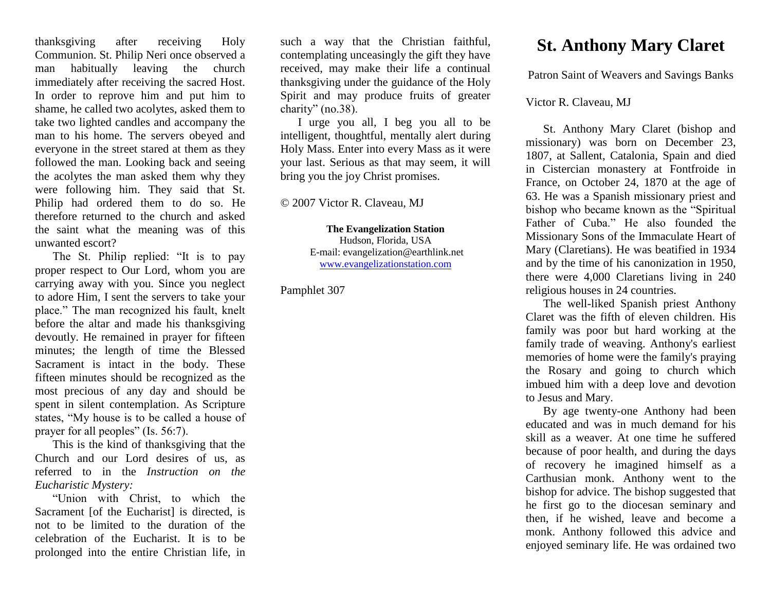thanksgiving after receiving Holy Communion. St. Philip Neri once observed a man habitually leaving the church immediately after receiving the sacred Host. In order to reprove him and put him to shame, he called two acolytes, asked them to take two lighted candles and accompany the man to his home. The servers obeyed and everyone in the street stared at them as they followed the man. Looking back and seeing the acolytes the man asked them why they were following him. They said that St. Philip had ordered them to do so. He therefore returned to the church and asked the saint what the meaning was of this unwanted escort?

The St. Philip replied: "It is to pay proper respect to Our Lord, whom you are carrying away with you. Since you neglect to adore Him, I sent the servers to take your place." The man recognized his fault, knelt before the altar and made his thanksgiving devoutly. He remained in prayer for fifteen minutes; the length of time the Blessed Sacrament is intact in the body. These fifteen minutes should be recognized as the most precious of any day and should be spent in silent contemplation. As Scripture states, "My house is to be called a house of prayer for all peoples" (Is. 56:7).

This is the kind of thanksgiving that the Church and our Lord desires of us, as referred to in the *Instruction on the Eucharistic Mystery:*

"Union with Christ, to which the Sacrament [of the Eucharist] is directed, is not to be limited to the duration of the celebration of the Eucharist. It is to be prolonged into the entire Christian life, in such a way that the Christian faithful, contemplating unceasingly the gift they have received, may make their life a continual thanksgiving under the guidance of the Holy Spirit and may produce fruits of greater charity" (no.38).

I urge you all, I beg you all to be intelligent, thoughtful, mentally alert during Holy Mass. Enter into every Mass as it were your last. Serious as that may seem, it will bring you the joy Christ promises.

© 2007 Victor R. Claveau, MJ

**The Evangelization Station**
Hudson, Florida, USA
E-mail: evangelization@earthlink.net
www.evangelizationstation.com

Pamphlet 307

# St. Anthony Mary Claret

Patron Saint of Weavers and Savings Banks

Victor R. Claveau, MJ

St. Anthony Mary Claret (bishop and missionary) was born on December 23, 1807, at Sallent, Catalonia, Spain and died in Cistercian monastery at Fontfroide in France, on October 24, 1870 at the age of 63. He was a Spanish missionary priest and bishop who became known as the "Spiritual Father of Cuba." He also founded the Missionary Sons of the Immaculate Heart of Mary (Claretians). He was beatified in 1934 and by the time of his canonization in 1950, there were 4,000 Claretians living in 240 religious houses in 24 countries.

The well-liked Spanish priest Anthony Claret was the fifth of eleven children. His family was poor but hard working at the family trade of weaving. Anthony's earliest memories of home were the family's praying the Rosary and going to church which imbued him with a deep love and devotion to Jesus and Mary.

By age twenty-one Anthony had been educated and was in much demand for his skill as a weaver. At one time he suffered because of poor health, and during the days of recovery he imagined himself as a Carthusian monk. Anthony went to the bishop for advice. The bishop suggested that he first go to the diocesan seminary and then, if he wished, leave and become a monk. Anthony followed this advice and enjoyed seminary life. He was ordained two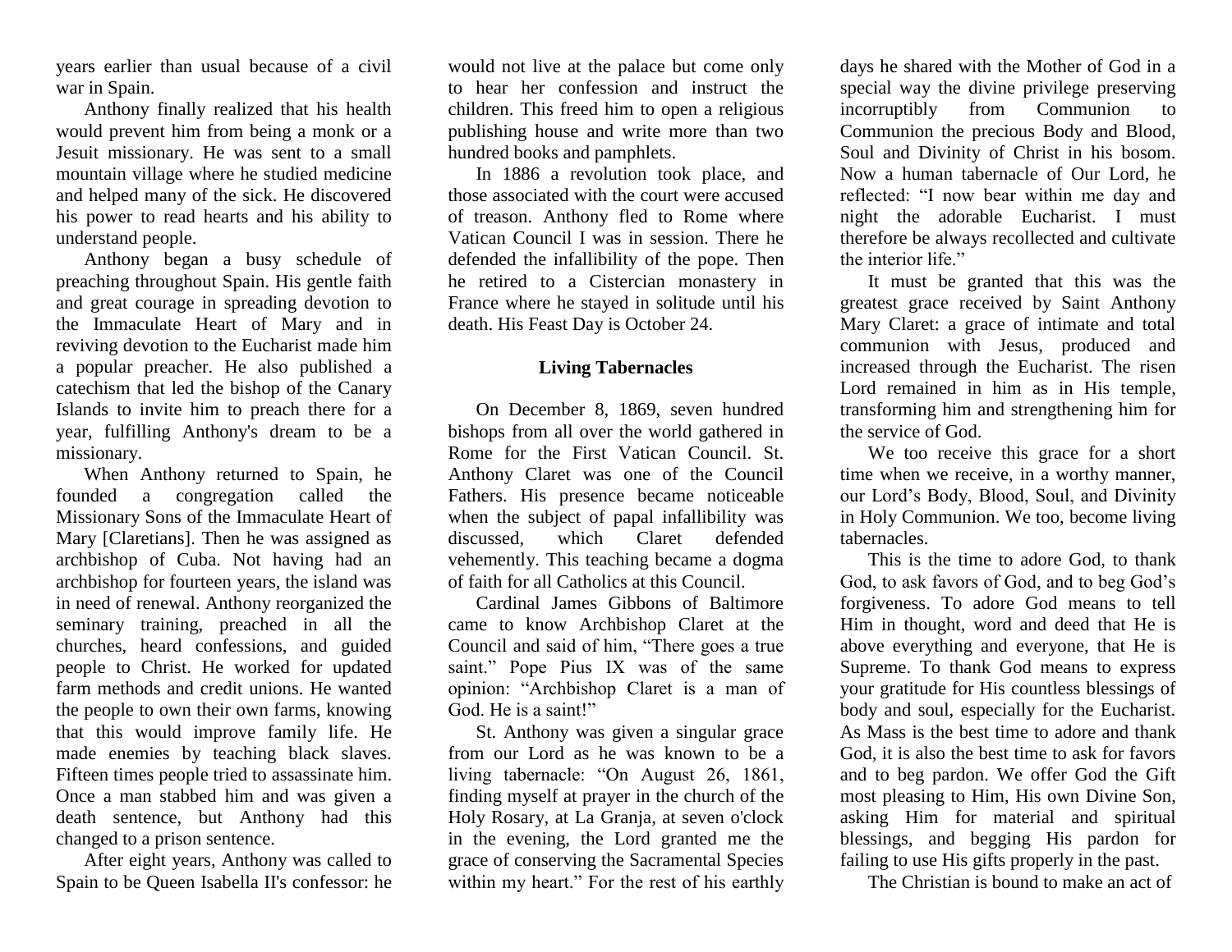years earlier than usual because of a civil war in Spain.

Anthony finally realized that his health would prevent him from being a monk or a Jesuit missionary. He was sent to a small mountain village where he studied medicine and helped many of the sick. He discovered his power to read hearts and his ability to understand people.

Anthony began a busy schedule of preaching throughout Spain. His gentle faith and great courage in spreading devotion to the Immaculate Heart of Mary and in reviving devotion to the Eucharist made him a popular preacher. He also published a catechism that led the bishop of the Canary Islands to invite him to preach there for a year, fulfilling Anthony's dream to be a missionary.

When Anthony returned to Spain, he founded a congregation called the Missionary Sons of the Immaculate Heart of Mary [Claretians]. Then he was assigned as archbishop of Cuba. Not having had an archbishop for fourteen years, the island was in need of renewal. Anthony reorganized the seminary training, preached in all the churches, heard confessions, and guided people to Christ. He worked for updated farm methods and credit unions. He wanted the people to own their own farms, knowing that this would improve family life. He made enemies by teaching black slaves. Fifteen times people tried to assassinate him. Once a man stabbed him and was given a death sentence, but Anthony had this changed to a prison sentence.

After eight years, Anthony was called to Spain to be Queen Isabella II's confessor: he would not live at the palace but come only to hear her confession and instruct the children. This freed him to open a religious publishing house and write more than two hundred books and pamphlets.

In 1886 a revolution took place, and those associated with the court were accused of treason. Anthony fled to Rome where Vatican Council I was in session. There he defended the infallibility of the pope. Then he retired to a Cistercian monastery in France where he stayed in solitude until his death. His Feast Day is October 24.

## Living Tabernacles

On December 8, 1869, seven hundred bishops from all over the world gathered in Rome for the First Vatican Council. St. Anthony Claret was one of the Council Fathers. His presence became noticeable when the subject of papal infallibility was discussed, which Claret defended vehemently. This teaching became a dogma of faith for all Catholics at this Council.

Cardinal James Gibbons of Baltimore came to know Archbishop Claret at the Council and said of him, "There goes a true saint." Pope Pius IX was of the same opinion: "Archbishop Claret is a man of God. He is a saint!"

St. Anthony was given a singular grace from our Lord as he was known to be a living tabernacle: "On August 26, 1861, finding myself at prayer in the church of the Holy Rosary, at La Granja, at seven o'clock in the evening, the Lord granted me the grace of conserving the Sacramental Species within my heart." For the rest of his earthly days he shared with the Mother of God in a special way the divine privilege preserving incorruptibly from Communion to Communion the precious Body and Blood, Soul and Divinity of Christ in his bosom. Now a human tabernacle of Our Lord, he reflected: "I now bear within me day and night the adorable Eucharist. I must therefore be always recollected and cultivate the interior life."

It must be granted that this was the greatest grace received by Saint Anthony Mary Claret: a grace of intimate and total communion with Jesus, produced and increased through the Eucharist. The risen Lord remained in him as in His temple, transforming him and strengthening him for the service of God.

We too receive this grace for a short time when we receive, in a worthy manner, our Lord's Body, Blood, Soul, and Divinity in Holy Communion. We too, become living tabernacles.

This is the time to adore God, to thank God, to ask favors of God, and to beg God's forgiveness. To adore God means to tell Him in thought, word and deed that He is above everything and everyone, that He is Supreme. To thank God means to express your gratitude for His countless blessings of body and soul, especially for the Eucharist. As Mass is the best time to adore and thank God, it is also the best time to ask for favors and to beg pardon. We offer God the Gift most pleasing to Him, His own Divine Son, asking Him for material and spiritual blessings, and begging His pardon for failing to use His gifts properly in the past.

The Christian is bound to make an act of